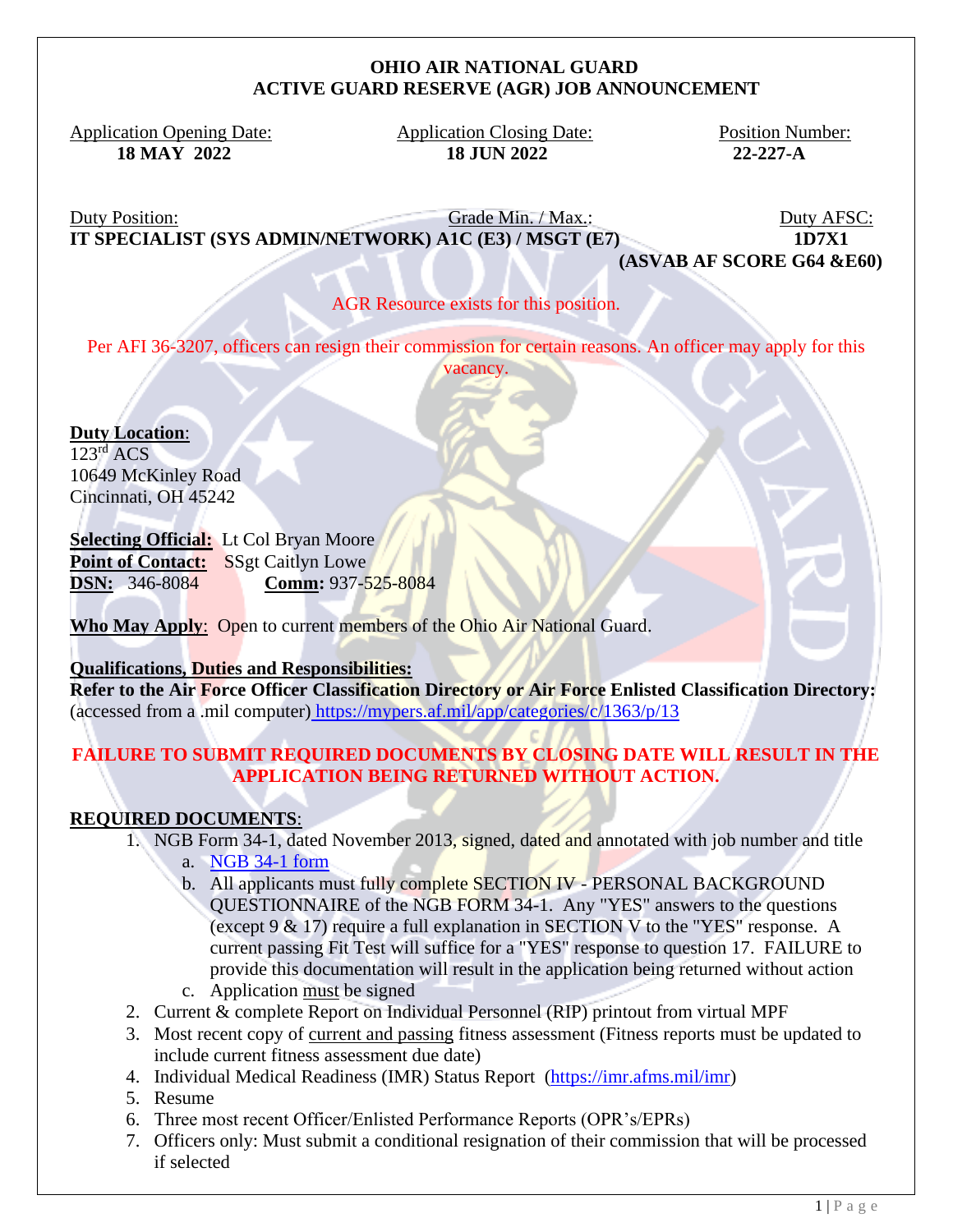# OHIO AIR NATIONAL GUARD
## ACTIVE GUARD RESERVE (AGR) JOB ANNOUNCEMENT

| Application Opening Date: | Application Closing Date: | Position Number: |
|---|---|---|
| **18 MAY 2022** | **18 JUN 2022** | **22-227-A** |

| Duty Position: | Grade Min. / Max.: | Duty AFSC: |
|---|---|---|
| **IT SPECIALIST (SYS ADMIN/NETWORK)** | **A1C (E3) / MSGT (E7)** | **1D7X1 (ASVAB AF SCORE G64 &E60)** |

AGR Resource exists for this position.

Per AFI 36-3207, officers can resign their commission for certain reasons. An officer may apply for this vacancy.

**Duty Location**:
123rd ACS
10649 McKinley Road
Cincinnati, OH 45242

**Selecting Official:** Lt Col Bryan Moore
**Point of Contact:** SSgt Caitlyn Lowe
**DSN:** 346-8084 **Comm:** 937-525-8084

**Who May Apply**: Open to current members of the Ohio Air National Guard.

**Qualifications, Duties and Responsibilities:**
**Refer to the Air Force Officer Classification Directory or Air Force Enlisted Classification Directory:** (accessed from a .mil computer) https://mypers.af.mil/app/categories/c/1363/p/13

**FAILURE TO SUBMIT REQUIRED DOCUMENTS BY CLOSING DATE WILL RESULT IN THE APPLICATION BEING RETURNED WITHOUT ACTION.**

**REQUIRED DOCUMENTS**:

1. NGB Form 34-1, dated November 2013, signed, dated and annotated with job number and title
   a. NGB 34-1 form
   b. All applicants must fully complete SECTION IV - PERSONAL BACKGROUND QUESTIONNAIRE of the NGB FORM 34-1. Any "YES" answers to the questions (except 9 & 17) require a full explanation in SECTION V to the "YES" response. A current passing Fit Test will suffice for a "YES" response to question 17. FAILURE to provide this documentation will result in the application being returned without action
   c. Application must be signed
2. Current & complete Report on Individual Personnel (RIP) printout from virtual MPF
3. Most recent copy of current and passing fitness assessment (Fitness reports must be updated to include current fitness assessment due date)
4. Individual Medical Readiness (IMR) Status Report (https://imr.afms.mil/imr)
5. Resume
6. Three most recent Officer/Enlisted Performance Reports (OPR's/EPRs)
7. Officers only: Must submit a conditional resignation of their commission that will be processed if selected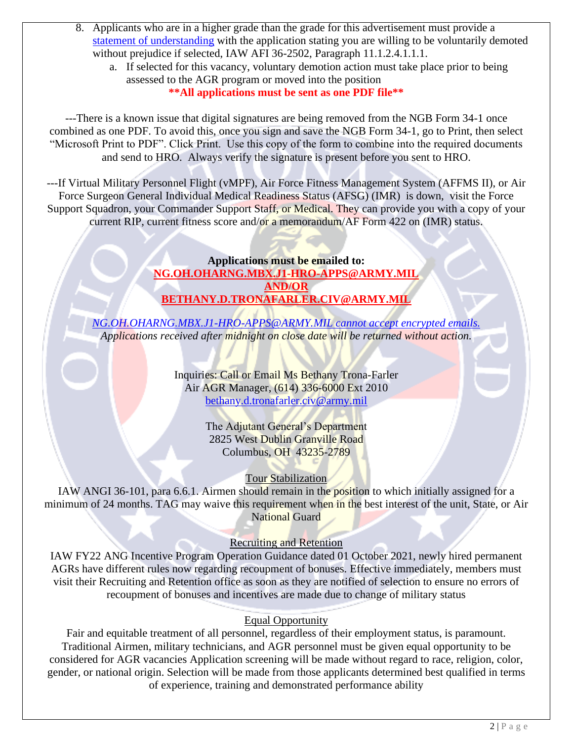8. Applicants who are in a higher grade than the grade for this advertisement must provide a statement of understanding with the application stating you are willing to be voluntarily demoted without prejudice if selected, IAW AFI 36-2502, Paragraph 11.1.2.4.1.1.1.
   a. If selected for this vacancy, voluntary demotion action must take place prior to being assessed to the AGR program or moved into the position

**\*\*All applications must be sent as one PDF file\*\***

---There is a known issue that digital signatures are being removed from the NGB Form 34-1 once combined as one PDF. To avoid this, once you sign and save the NGB Form 34-1, go to Print, then select "Microsoft Print to PDF". Click Print. Use this copy of the form to combine into the required documents and send to HRO. Always verify the signature is present before you sent to HRO.

---If Virtual Military Personnel Flight (vMPF), Air Force Fitness Management System (AFFMS II), or Air Force Surgeon General Individual Medical Readiness Status (AFSG) (IMR) is down, visit the Force Support Squadron, your Commander Support Staff, or Medical. They can provide you with a copy of your current RIP, current fitness score and/or a memorandum/AF Form 422 on (IMR) status.

**Applications must be emailed to:**
**NG.OH.OHARNG.MBX.J1-HRO-APPS@ARMY.MIL**
**AND/OR**
**BETHANY.D.TRONAFARLER.CIV@ARMY.MIL**

*NG.OH.OHARNG.MBX.J1-HRO-APPS@ARMY.MIL cannot accept encrypted emails.*
*Applications received after midnight on close date will be returned without action.*

Inquiries: Call or Email Ms Bethany Trona-Farler
Air AGR Manager, (614) 336-6000 Ext 2010
bethany.d.tronafarler.civ@army.mil

The Adjutant General's Department
2825 West Dublin Granville Road
Columbus, OH 43235-2789

## Tour Stabilization

IAW ANGI 36-101, para 6.6.1. Airmen should remain in the position to which initially assigned for a minimum of 24 months. TAG may waive this requirement when in the best interest of the unit, State, or Air National Guard

## Recruiting and Retention

IAW FY22 ANG Incentive Program Operation Guidance dated 01 October 2021, newly hired permanent AGRs have different rules now regarding recoupment of bonuses. Effective immediately, members must visit their Recruiting and Retention office as soon as they are notified of selection to ensure no errors of recoupment of bonuses and incentives are made due to change of military status

## Equal Opportunity

Fair and equitable treatment of all personnel, regardless of their employment status, is paramount. Traditional Airmen, military technicians, and AGR personnel must be given equal opportunity to be considered for AGR vacancies Application screening will be made without regard to race, religion, color, gender, or national origin. Selection will be made from those applicants determined best qualified in terms of experience, training and demonstrated performance ability